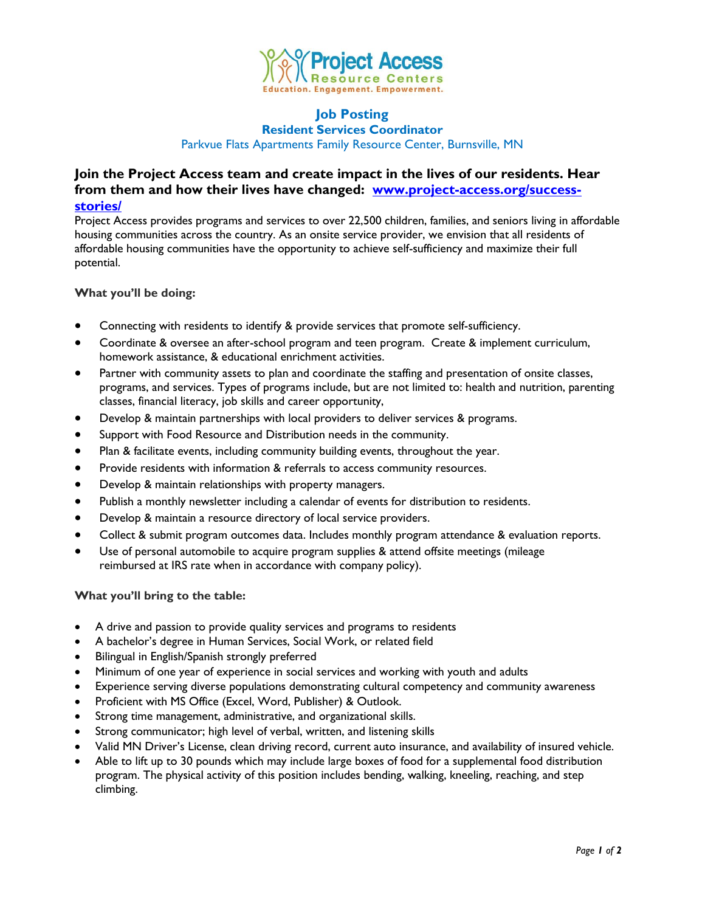Project Access
Resource Centers
Education. Engagement. Empowerment.

# Job Posting

## Resident Services Coordinator

Parkvue Flats Apartments Family Resource Center, Burnsville, MN

### Join the Project Access team and create impact in the lives of our residents. Hear from them and how their lives have changed: [www.project-access.org/success-stories/](www.project-access.org/success-stories/)

Project Access provides programs and services to over 22,500 children, families, and seniors living in affordable housing communities across the country. As an onsite service provider, we envision that all residents of affordable housing communities have the opportunity to achieve self-sufficiency and maximize their full potential.

**What you'll be doing:**

- Connecting with residents to identify & provide services that promote self-sufficiency.
- Coordinate & oversee an after-school program and teen program. Create & implement curriculum, homework assistance, & educational enrichment activities.
- Partner with community assets to plan and coordinate the staffing and presentation of onsite classes, programs, and services. Types of programs include, but are not limited to: health and nutrition, parenting classes, financial literacy, job skills and career opportunity,
- Develop & maintain partnerships with local providers to deliver services & programs.
- Support with Food Resource and Distribution needs in the community.
- Plan & facilitate events, including community building events, throughout the year.
- Provide residents with information & referrals to access community resources.
- Develop & maintain relationships with property managers.
- Publish a monthly newsletter including a calendar of events for distribution to residents.
- Develop & maintain a resource directory of local service providers.
- Collect & submit program outcomes data. Includes monthly program attendance & evaluation reports.
- Use of personal automobile to acquire program supplies & attend offsite meetings (mileage reimbursed at IRS rate when in accordance with company policy).

**What you'll bring to the table:**

- A drive and passion to provide quality services and programs to residents
- A bachelor's degree in Human Services, Social Work, or related field
- Bilingual in English/Spanish strongly preferred
- Minimum of one year of experience in social services and working with youth and adults
- Experience serving diverse populations demonstrating cultural competency and community awareness
- Proficient with MS Office (Excel, Word, Publisher) & Outlook.
- Strong time management, administrative, and organizational skills.
- Strong communicator; high level of verbal, written, and listening skills
- Valid MN Driver's License, clean driving record, current auto insurance, and availability of insured vehicle.
- Able to lift up to 30 pounds which may include large boxes of food for a supplemental food distribution program. The physical activity of this position includes bending, walking, kneeling, reaching, and step climbing.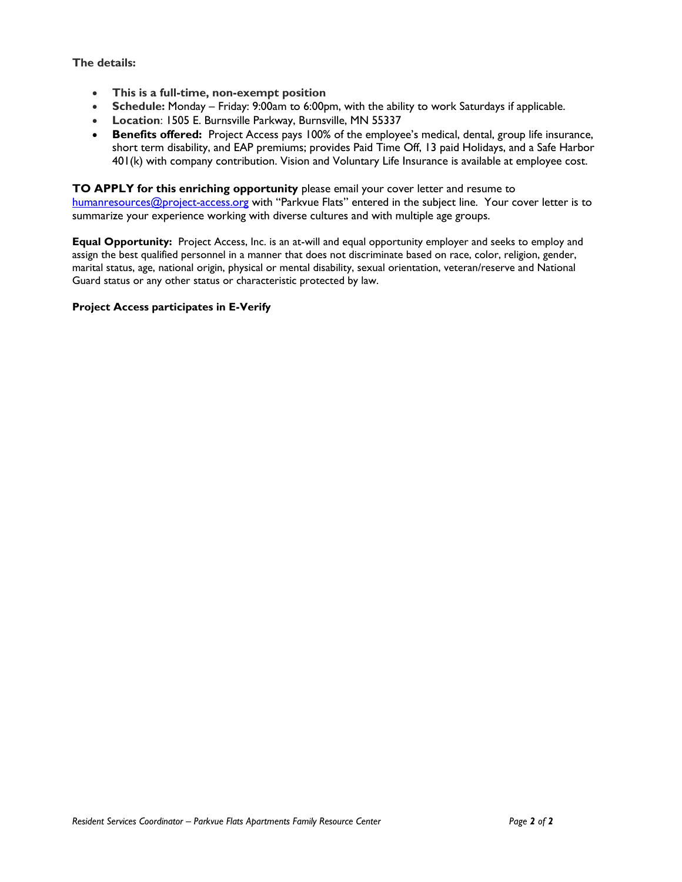**The details:**

- **This is a full-time, non-exempt position**
- **Schedule:** Monday – Friday: 9:00am to 6:00pm, with the ability to work Saturdays if applicable.
- **Location**: 1505 E. Burnsville Parkway, Burnsville, MN 55337
- **Benefits offered:** Project Access pays 100% of the employee's medical, dental, group life insurance, short term disability, and EAP premiums; provides Paid Time Off, 13 paid Holidays, and a Safe Harbor 401(k) with company contribution. Vision and Voluntary Life Insurance is available at employee cost.

**TO APPLY for this enriching opportunity** please email your cover letter and resume to humanresources@project-access.org with "Parkvue Flats" entered in the subject line. Your cover letter is to summarize your experience working with diverse cultures and with multiple age groups.

**Equal Opportunity:** Project Access, Inc. is an at-will and equal opportunity employer and seeks to employ and assign the best qualified personnel in a manner that does not discriminate based on race, color, religion, gender, marital status, age, national origin, physical or mental disability, sexual orientation, veteran/reserve and National Guard status or any other status or characteristic protected by law.

**Project Access participates in E-Verify**